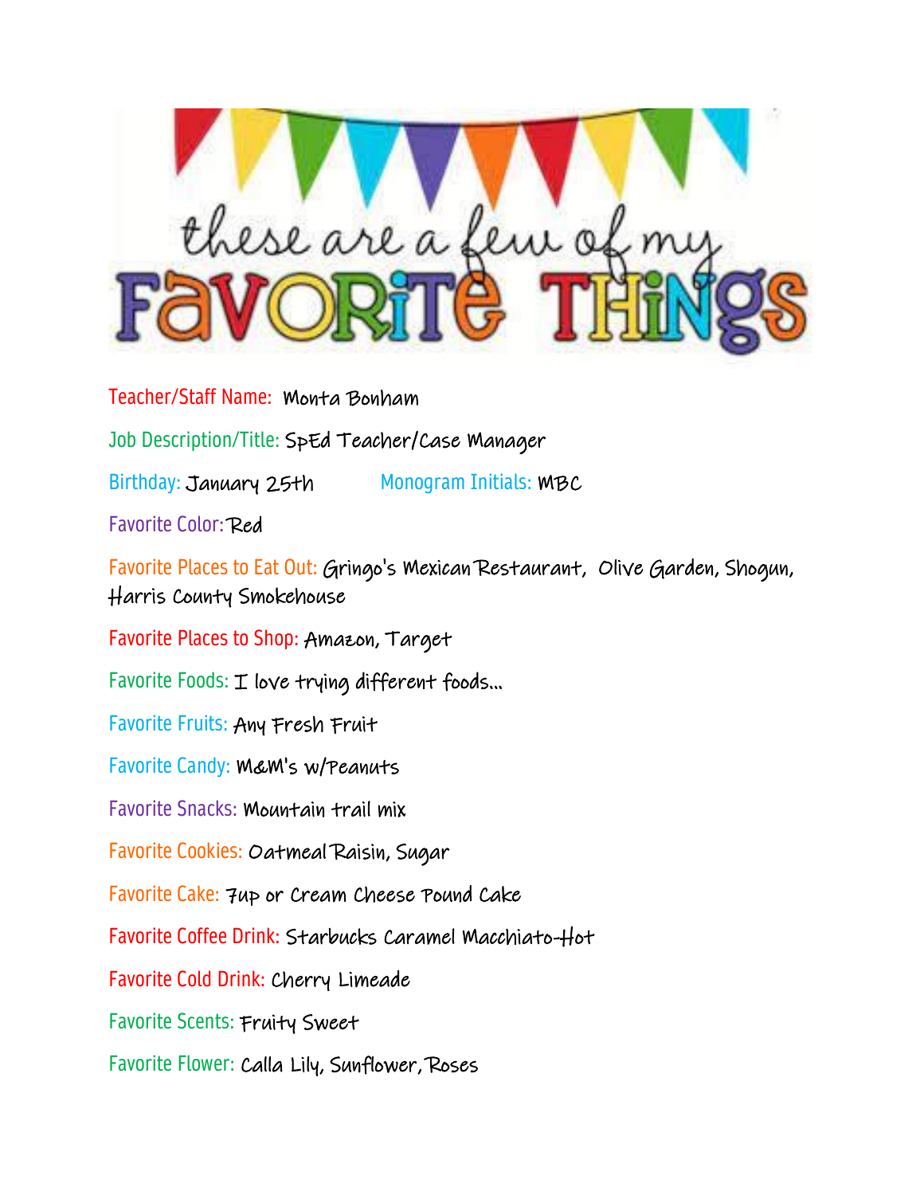# these are a few of my FAVORITE THINGS

Teacher/Staff Name: Monta Bonham

Job Description/Title: SpEd Teacher/Case Manager

Birthday: January 25th Monogram Initials: MBC

Favorite Color: Red

Favorite Places to Eat Out: Gringo's Mexican Restaurant, Olive Garden, Shogun, Harris County Smokehouse

Favorite Places to Shop: Amazon, Target

Favorite Foods: I love trying different foods...

Favorite Fruits: Any Fresh Fruit

Favorite Candy: M&M's w/Peanuts

Favorite Snacks: Mountain trail mix

Favorite Cookies: Oatmeal Raisin, Sugar

Favorite Cake: 7up or Cream Cheese Pound Cake

Favorite Coffee Drink: Starbucks Caramel Macchiato-Hot

Favorite Cold Drink: Cherry Limeade

Favorite Scents: Fruity Sweet

Favorite Flower: Calla Lily, Sunflower, Roses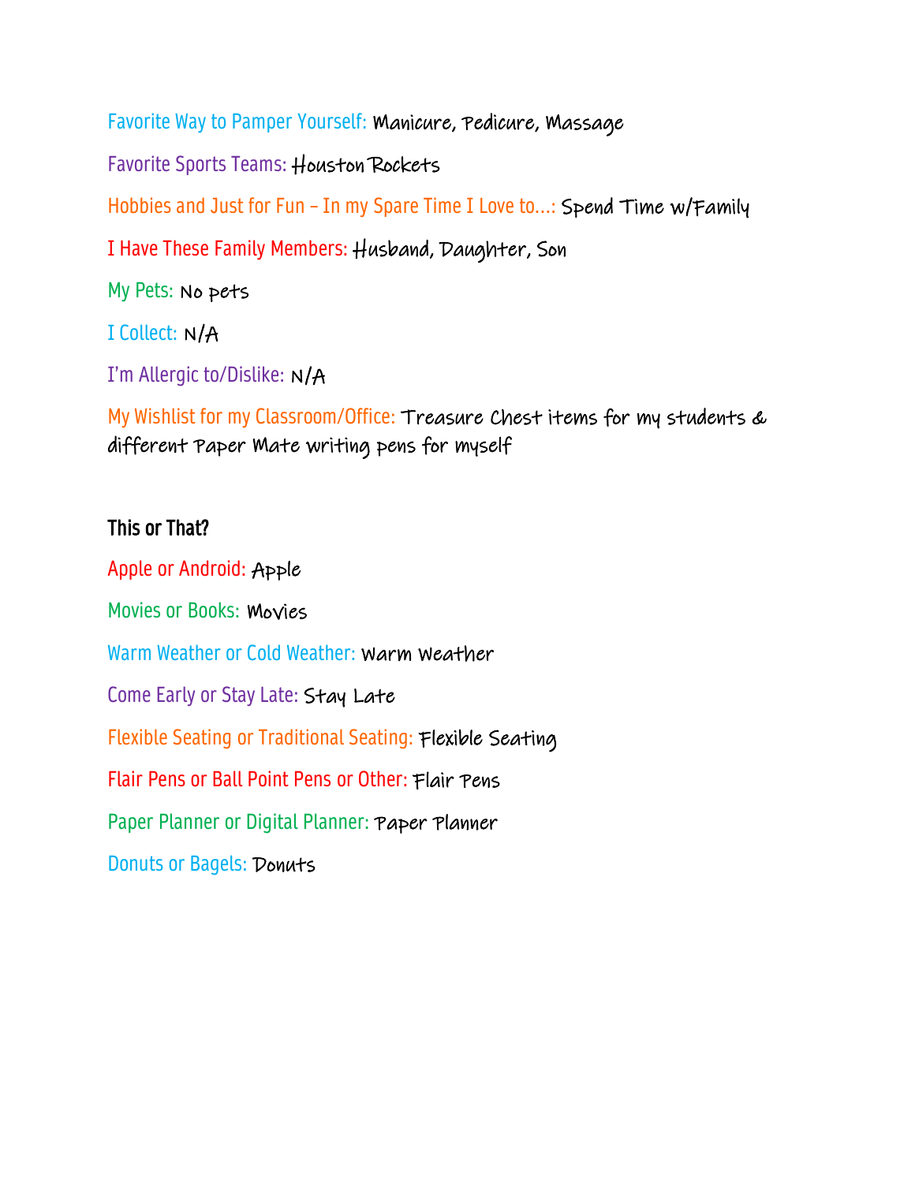Favorite Way to Pamper Yourself: Manicure, Pedicure, Massage

Favorite Sports Teams: Houston Rockets

Hobbies and Just for Fun – In my Spare Time I Love to...: Spend Time w/Family

I Have These Family Members: Husband, Daughter, Son

My Pets: No pets

I Collect: N/A

I'm Allergic to/Dislike: N/A

My Wishlist for my Classroom/Office: Treasure Chest items for my students & different Paper Mate writing pens for myself

**This or That?**

Apple or Android: Apple

Movies or Books: Movies

Warm Weather or Cold Weather: Warm Weather

Come Early or Stay Late: Stay Late

Flexible Seating or Traditional Seating: Flexible Seating

Flair Pens or Ball Point Pens or Other: Flair Pens

Paper Planner or Digital Planner: Paper Planner

Donuts or Bagels: Donuts